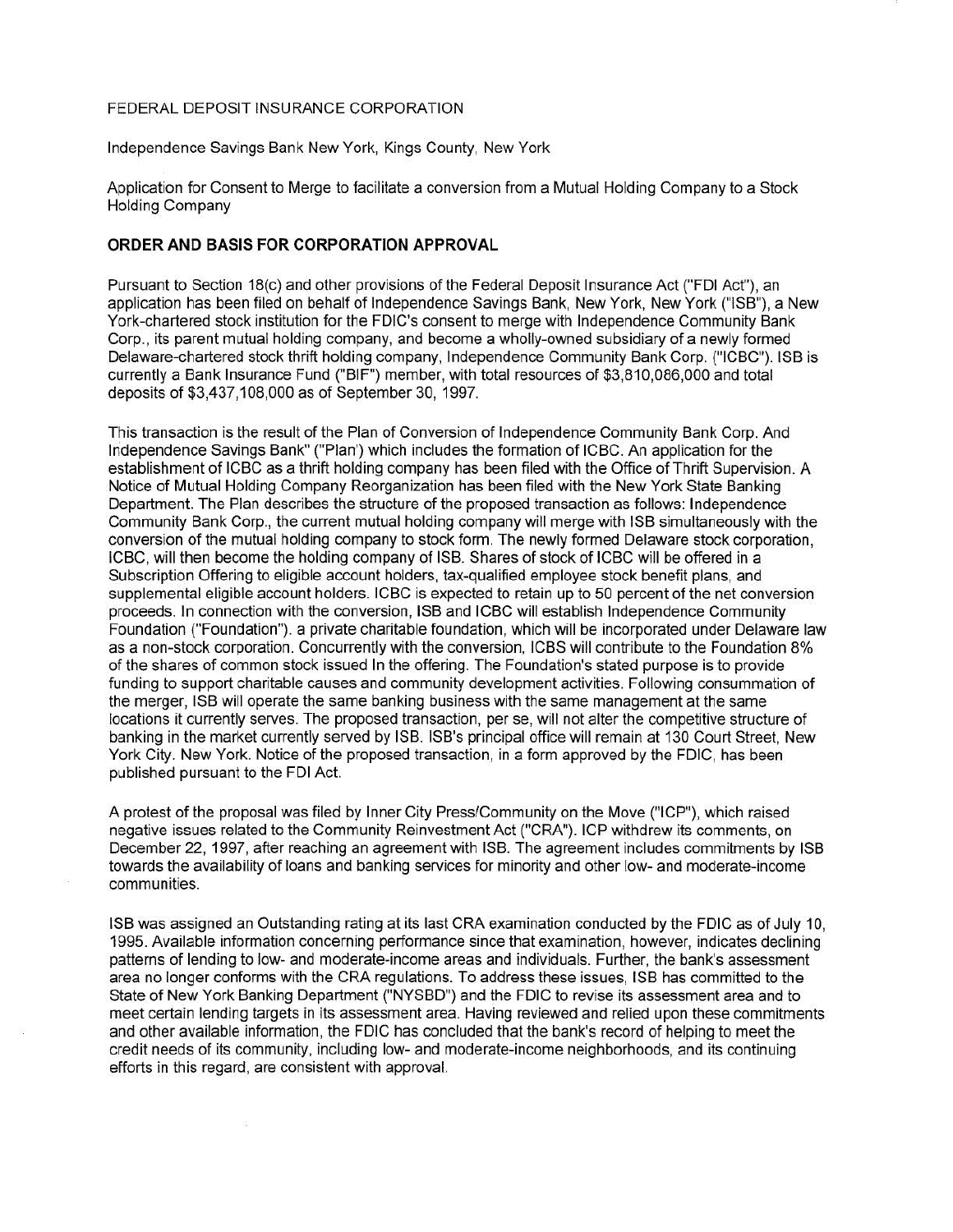FEDERAL DEPOSIT INSURANCE CORPORATION

Independence Savings Bank New York, Kings County, New York

Application for Consent to Merge to facilitate a conversion from a Mutual Holding Company to a Stock Holding Company

## ORDER AND BASIS FOR CORPORATION APPROVAL

Pursuant to Section 18(c) and other provisions of the Federal Deposit Insurance Act ("FDI Act"), an application has been filed on behalf of Independence Savings Bank, New York, New York ("ISB"), a New York-chartered stock institution for the FDIC's consent to merge with Independence Community Bank Corp., its parent mutual holding company, and become a wholly-owned subsidiary of a newly formed Delaware-chartered stock thrift holding company, Independence Community Bank Corp. ("ICBC"). ISB is currently a Bank Insurance Fund ("BIF") member, with total resources of $3,810,086,000 and total deposits of $3,437,108,000 as of September 30, 1997.

This transaction is the result of the Plan of Conversion of Independence Community Bank Corp. And Independence Savings Bank" ("Plan') which includes the formation of ICBC. An application for the establishment of ICBC as a thrift holding company has been filed with the Office of Thrift Supervision. A Notice of Mutual Holding Company Reorganization has been filed with the New York State Banking Department. The Plan describes the structure of the proposed transaction as follows: Independence Community Bank Corp., the current mutual holding company will merge with ISB simultaneously with the conversion of the mutual holding company to stock form. The newly formed Delaware stock corporation, ICBC, will then become the holding company of ISB. Shares of stock of ICBC will be offered in a Subscription Offering to eligible account holders, tax-qualified employee stock benefit plans, and supplemental eligible account holders. ICBC is expected to retain up to 50 percent of the net conversion proceeds. In connection with the conversion, ISB and ICBC will establish Independence Community Foundation ("Foundation"). a private charitable foundation, which will be incorporated under Delaware law as a non-stock corporation. Concurrently with the conversion, ICBS will contribute to the Foundation 8% of the shares of common stock issued In the offering. The Foundation's stated purpose is to provide funding to support charitable causes and community development activities. Following consummation of the merger, ISB will operate the same banking business with the same management at the same locations it currently serves. The proposed transaction, per se, will not alter the competitive structure of banking in the market currently served by ISB. ISB's principal office will remain at 130 Court Street, New York City. New York. Notice of the proposed transaction, in a form approved by the FDIC, has been published pursuant to the FDI Act.

A protest of the proposal was filed by Inner City Press/Community on the Move ("ICP"), which raised negative issues related to the Community Reinvestment Act ("CRA"). ICP withdrew its comments, on December 22, 1997, after reaching an agreement with ISB. The agreement includes commitments by ISB towards the availability of loans and banking services for minority and other low- and moderate-income communities.

ISB was assigned an Outstanding rating at its last CRA examination conducted by the FDIC as of July 10, 1995. Available information concerning performance since that examination, however, indicates declining patterns of lending to low- and moderate-income areas and individuals. Further, the bank's assessment area no longer conforms with the CRA regulations. To address these issues, ISB has committed to the State of New York Banking Department ("NYSBD") and the FDIC to revise its assessment area and to meet certain lending targets in its assessment area. Having reviewed and relied upon these commitments and other available information, the FDIC has concluded that the bank's record of helping to meet the credit needs of its community, including low- and moderate-income neighborhoods, and its continuing efforts in this regard, are consistent with approval.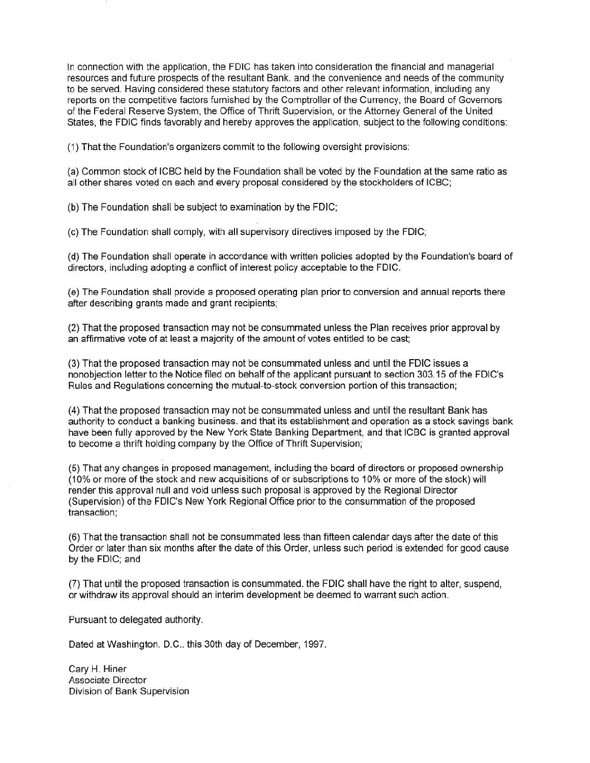In connection with the application, the FDIC has taken into consideration the financial and managerial resources and future prospects of the resultant Bank. and the convenience and needs of the community to be served. Having considered these statutory factors and other relevant information, including any reports on the competitive factors furnished by the Comptroller of the Currency, the Board of Governors of the Federal Reserve System, the Office of Thrift Supervision, or the Attorney General of the United States, the FDIC finds favorably and hereby approves the application, subject to the following conditions:

(1) That the Foundation's organizers commit to the following oversight provisions:

(a) Common stock of ICBC held by the Foundation shall be voted by the Foundation at the same ratio as all other shares voted on each and every proposal considered by the stockholders of ICBC;

(b) The Foundation shall be subject to examination by the FDIC;

(c) The Foundation shall comply, with all supervisory directives imposed by the FDIC;

(d) The Foundation shall operate in accordance with written policies adopted by the Foundation's board of directors, including adopting a conflict of interest policy acceptable to the FDIC.

(e) The Foundation shall provide a proposed operating plan prior to conversion and annual reports there after describing grants made and grant recipients;

(2) That the proposed transaction may not be consummated unless the Plan receives prior approval by an affirmative vote of at least a majority of the amount of votes entitled to be cast;

(3) That the proposed transaction may not be consummated unless and until the FDIC issues a nonobjection letter to the Notice filed on behalf of the applicant pursuant to section 303.15 of the FDIC's Rules and Regulations concerning the mutual-to-stock conversion portion of this transaction;

(4) That the proposed transaction may not be consummated unless and until the resultant Bank has authority to conduct a banking business. and that its establishment and operation as a stock savings bank have been fully approved by the New York State Banking Department, and that ICBC is granted approval to become a thrift holding company by the Office of Thrift Supervision;

(5) That any changes in proposed management, including the board of directors or proposed ownership (10% or more of the stock and new acquisitions of or subscriptions to 10% or more of the stock) will render this approval null and void unless such proposal is approved by the Regional Director (Supervision) of the FDIC's New York Regional Office prior to the consummation of the proposed transaction;

(6) That the transaction shall not be consummated less than fifteen calendar days after the date of this Order or later than six months after the date of this Order, unless such period is extended for good cause by the FDIC; and

(7) That until the proposed transaction is consummated. the FDIC shall have the right to alter, suspend, or withdraw its approval should an interim development be deemed to warrant such action.

Pursuant to delegated authority.

Dated at Washington. D.C.. this 30th day of December, 1997.

Cary H. Hiner
Associate Director
Division of Bank Supervision